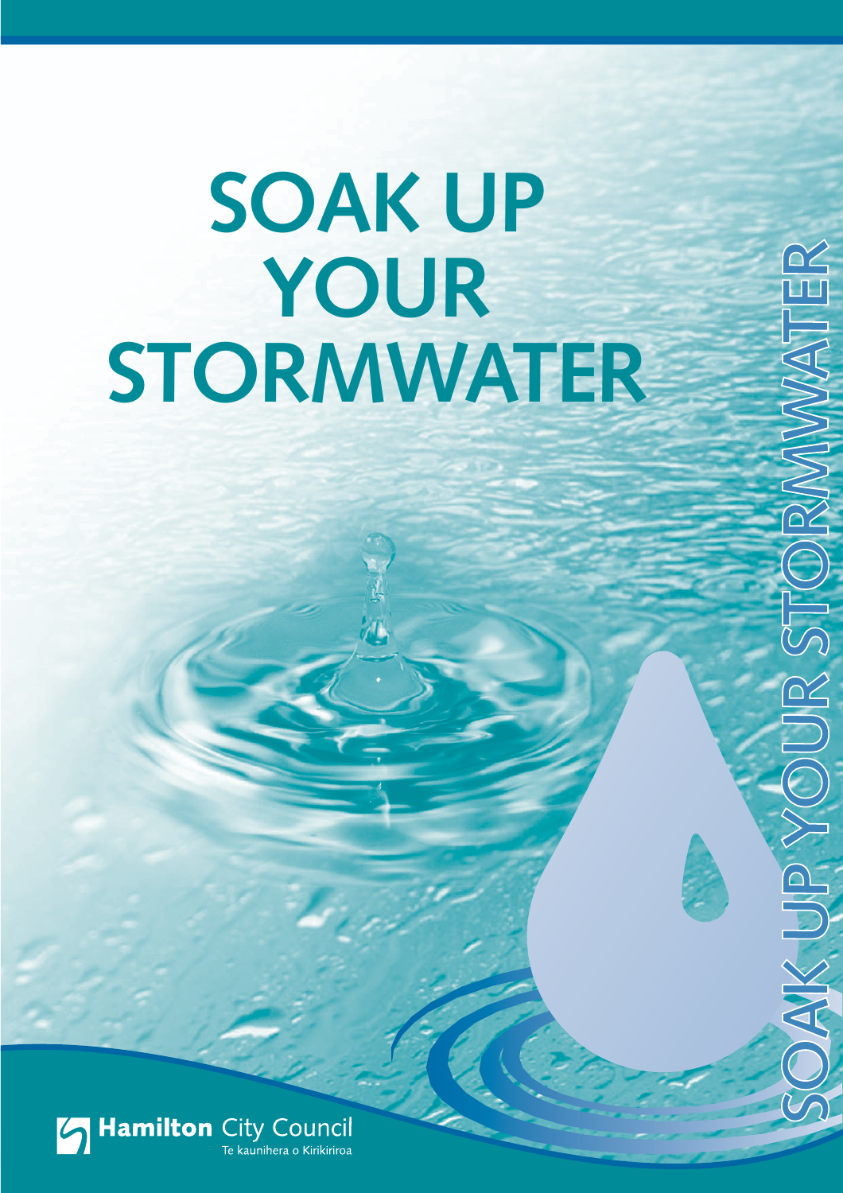# SOAK UP YOUR STORMWATER

SOAK UP YOUR STORMWATER

Hamilton City Council
Te kaunihera o Kirikiriroa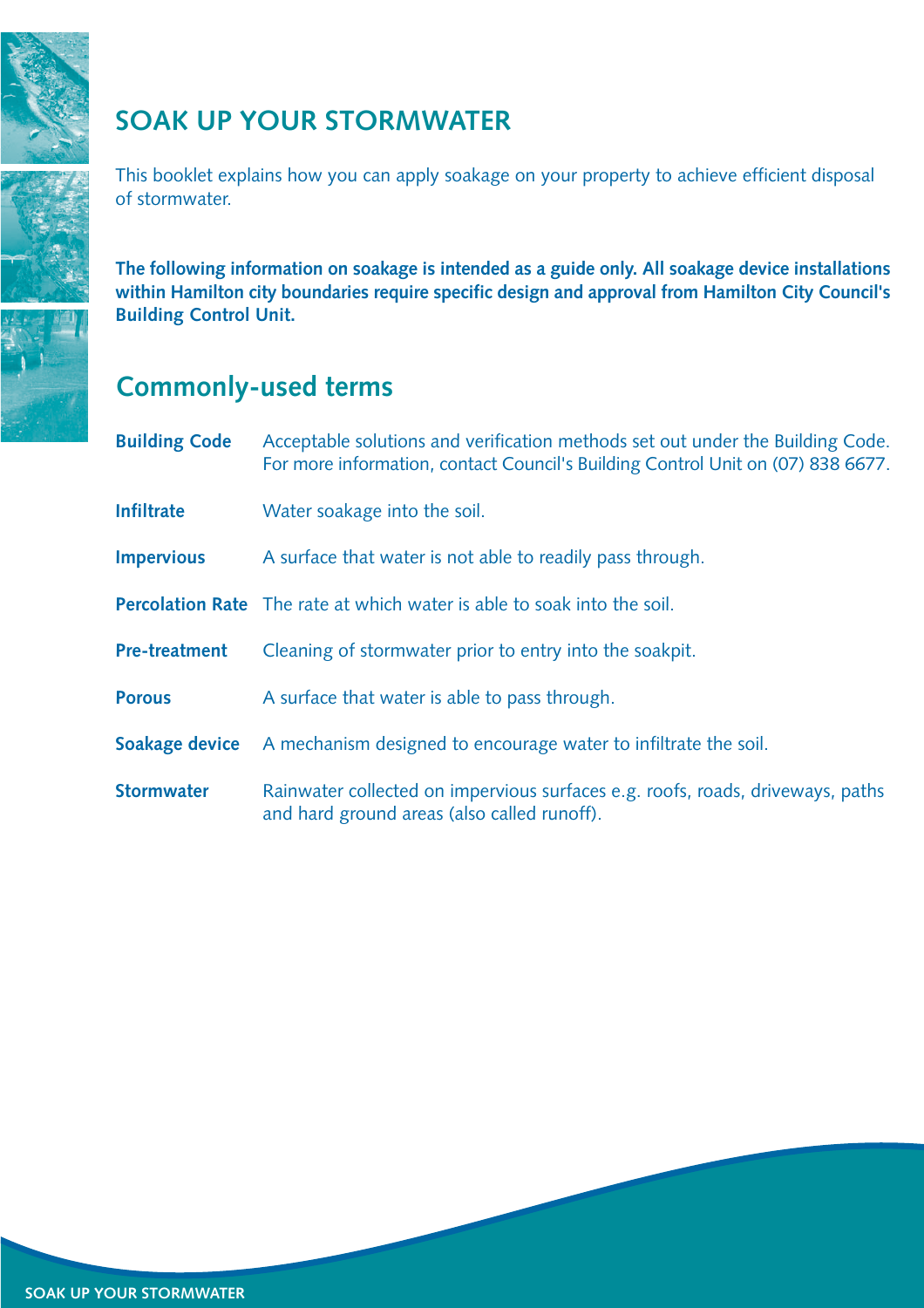# SOAK UP YOUR STORMWATER

This booklet explains how you can apply soakage on your property to achieve efficient disposal of stormwater.

**The following information on soakage is intended as a guide only. All soakage device installations within Hamilton city boundaries require specific design and approval from Hamilton City Council's Building Control Unit.**

## Commonly-used terms

| Term | Definition |
|---|---|
| **Building Code** | Acceptable solutions and verification methods set out under the Building Code. For more information, contact Council's Building Control Unit on (07) 838 6677. |
| **Infiltrate** | Water soakage into the soil. |
| **Impervious** | A surface that water is not able to readily pass through. |
| **Percolation Rate** | The rate at which water is able to soak into the soil. |
| **Pre-treatment** | Cleaning of stormwater prior to entry into the soakpit. |
| **Porous** | A surface that water is able to pass through. |
| **Soakage device** | A mechanism designed to encourage water to infiltrate the soil. |
| **Stormwater** | Rainwater collected on impervious surfaces e.g. roofs, roads, driveways, paths and hard ground areas (also called runoff). |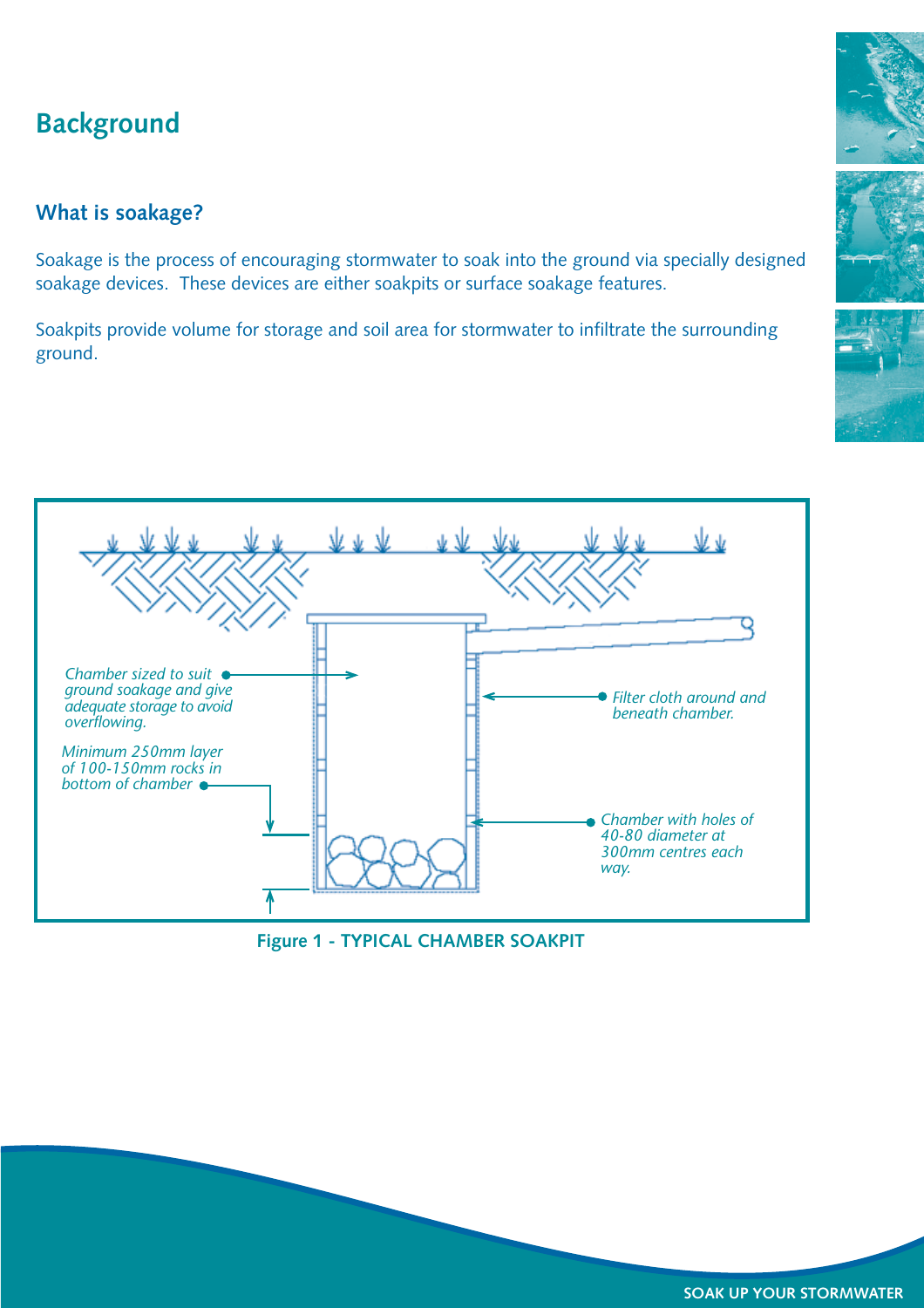## Background

### What is soakage?

Soakage is the process of encouraging stormwater to soak into the ground via specially designed soakage devices. These devices are either soakpits or surface soakage features.

Soakpits provide volume for storage and soil area for stormwater to infiltrate the surrounding ground.

*Chamber sized to suit ground soakage and give adequate storage to avoid overflowing.*

*Minimum 250mm layer of 100-150mm rocks in bottom of chamber*

*Filter cloth around and beneath chamber.*

*Chamber with holes of 40-80 diameter at 300mm centres each way.*

**Figure 1 - TYPICAL CHAMBER SOAKPIT**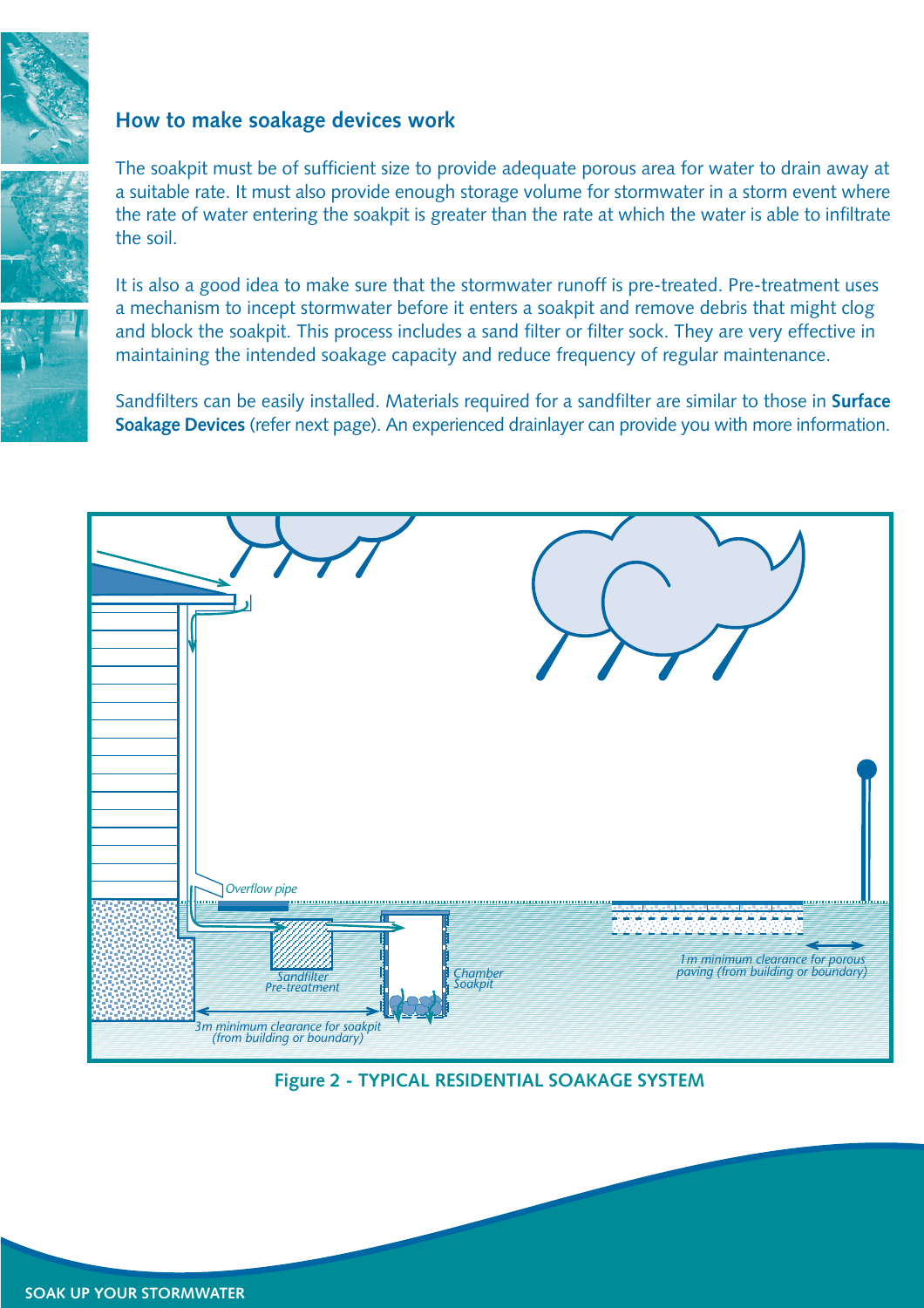## How to make soakage devices work

The soakpit must be of sufficient size to provide adequate porous area for water to drain away at a suitable rate. It must also provide enough storage volume for stormwater in a storm event where the rate of water entering the soakpit is greater than the rate at which the water is able to infiltrate the soil.

It is also a good idea to make sure that the stormwater runoff is pre-treated. Pre-treatment uses a mechanism to incept stormwater before it enters a soakpit and remove debris that might clog and block the soakpit. This process includes a sand filter or filter sock. They are very effective in maintaining the intended soakage capacity and reduce frequency of regular maintenance.

Sandfilters can be easily installed. Materials required for a sandfilter are similar to those in **Surface Soakage Devices** (refer next page). An experienced drainlayer can provide you with more information.

*Overflow pipe*

*Sandfilter Pre-treatment*

*Chamber Soakpit*

*3m minimum clearance for soakpit (from building or boundary)*

*1m minimum clearance for porous paving (from building or boundary)*

**Figure 2 - TYPICAL RESIDENTIAL SOAKAGE SYSTEM**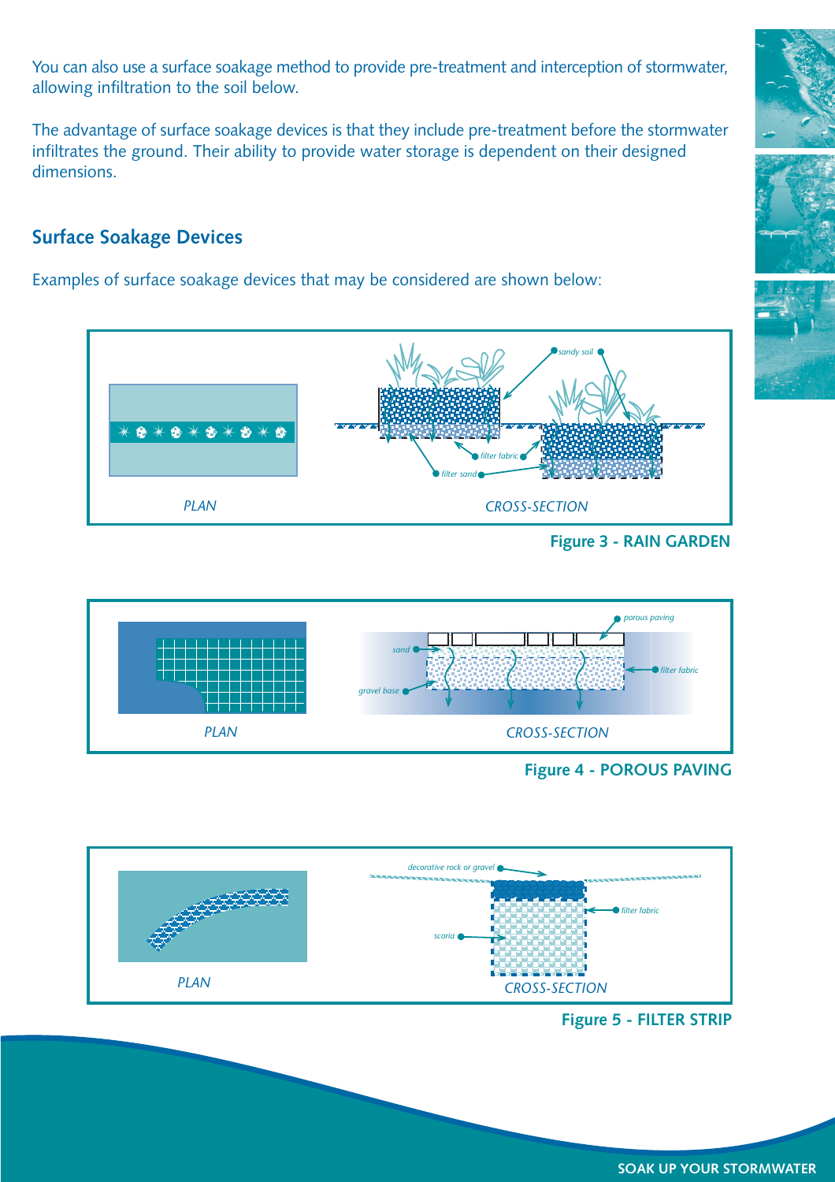You can also use a surface soakage method to provide pre-treatment and interception of stormwater, allowing infiltration to the soil below.

The advantage of surface soakage devices is that they include pre-treatment before the stormwater infiltrates the ground. Their ability to provide water storage is dependent on their designed dimensions.

## Surface Soakage Devices

Examples of surface soakage devices that may be considered are shown below:

*PLAN* — *CROSS-SECTION* (labels: *sandy soil*, *filter fabric*, *filter sand*)

**Figure 3 - RAIN GARDEN**

*PLAN* — *CROSS-SECTION* (labels: *porous paving*, *sand*, *filter fabric*, *gravel base*)

**Figure 4 - POROUS PAVING**

*PLAN* — *CROSS-SECTION* (labels: *decorative rock or gravel*, *filter fabric*, *scoria*)

**Figure 5 - FILTER STRIP**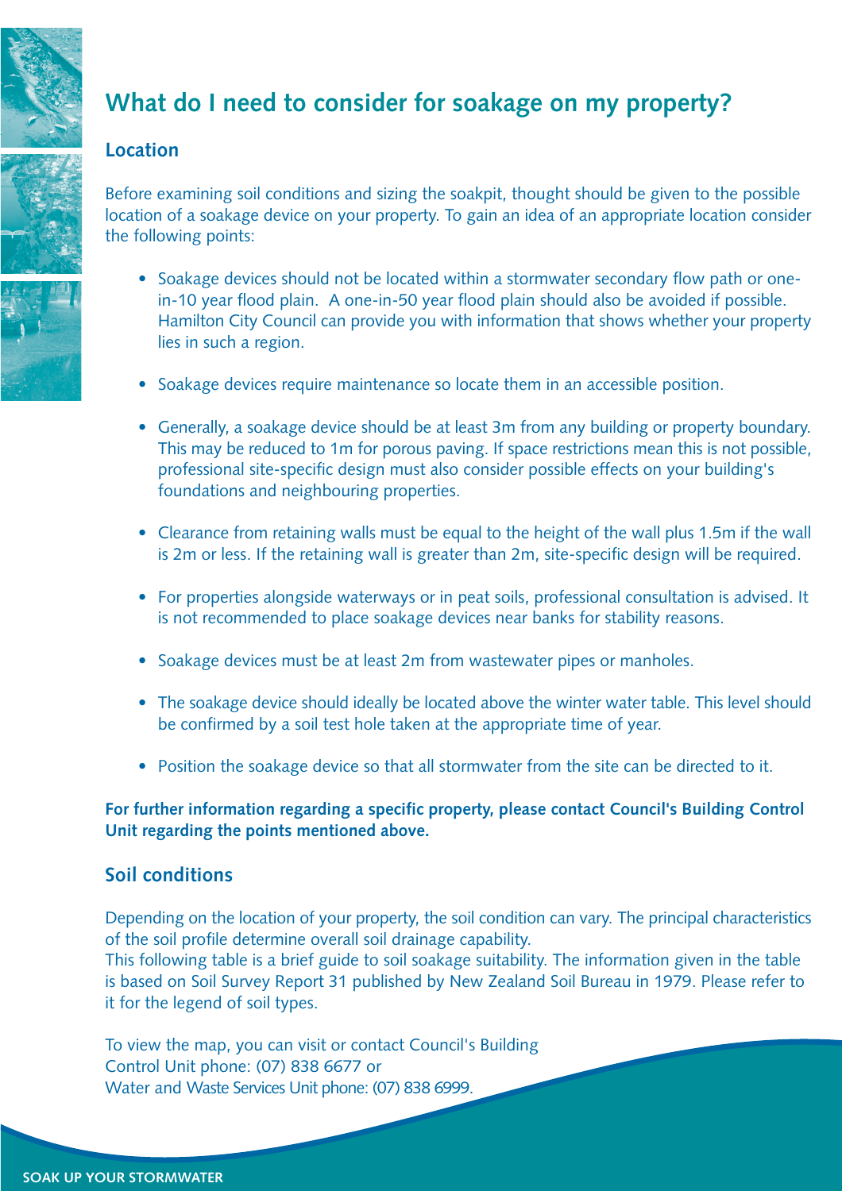## What do I need to consider for soakage on my property?

### Location

Before examining soil conditions and sizing the soakpit, thought should be given to the possible location of a soakage device on your property. To gain an idea of an appropriate location consider the following points:

- Soakage devices should not be located within a stormwater secondary flow path or one-in-10 year flood plain. A one-in-50 year flood plain should also be avoided if possible. Hamilton City Council can provide you with information that shows whether your property lies in such a region.
- Soakage devices require maintenance so locate them in an accessible position.
- Generally, a soakage device should be at least 3m from any building or property boundary. This may be reduced to 1m for porous paving. If space restrictions mean this is not possible, professional site-specific design must also consider possible effects on your building's foundations and neighbouring properties.
- Clearance from retaining walls must be equal to the height of the wall plus 1.5m if the wall is 2m or less. If the retaining wall is greater than 2m, site-specific design will be required.
- For properties alongside waterways or in peat soils, professional consultation is advised. It is not recommended to place soakage devices near banks for stability reasons.
- Soakage devices must be at least 2m from wastewater pipes or manholes.
- The soakage device should ideally be located above the winter water table. This level should be confirmed by a soil test hole taken at the appropriate time of year.
- Position the soakage device so that all stormwater from the site can be directed to it.

**For further information regarding a specific property, please contact Council's Building Control Unit regarding the points mentioned above.**

### Soil conditions

Depending on the location of your property, the soil condition can vary. The principal characteristics of the soil profile determine overall soil drainage capability.
This following table is a brief guide to soil soakage suitability. The information given in the table is based on Soil Survey Report 31 published by New Zealand Soil Bureau in 1979. Please refer to it for the legend of soil types.

To view the map, you can visit or contact Council's Building Control Unit phone: (07) 838 6677 or Water and Waste Services Unit phone: (07) 838 6999.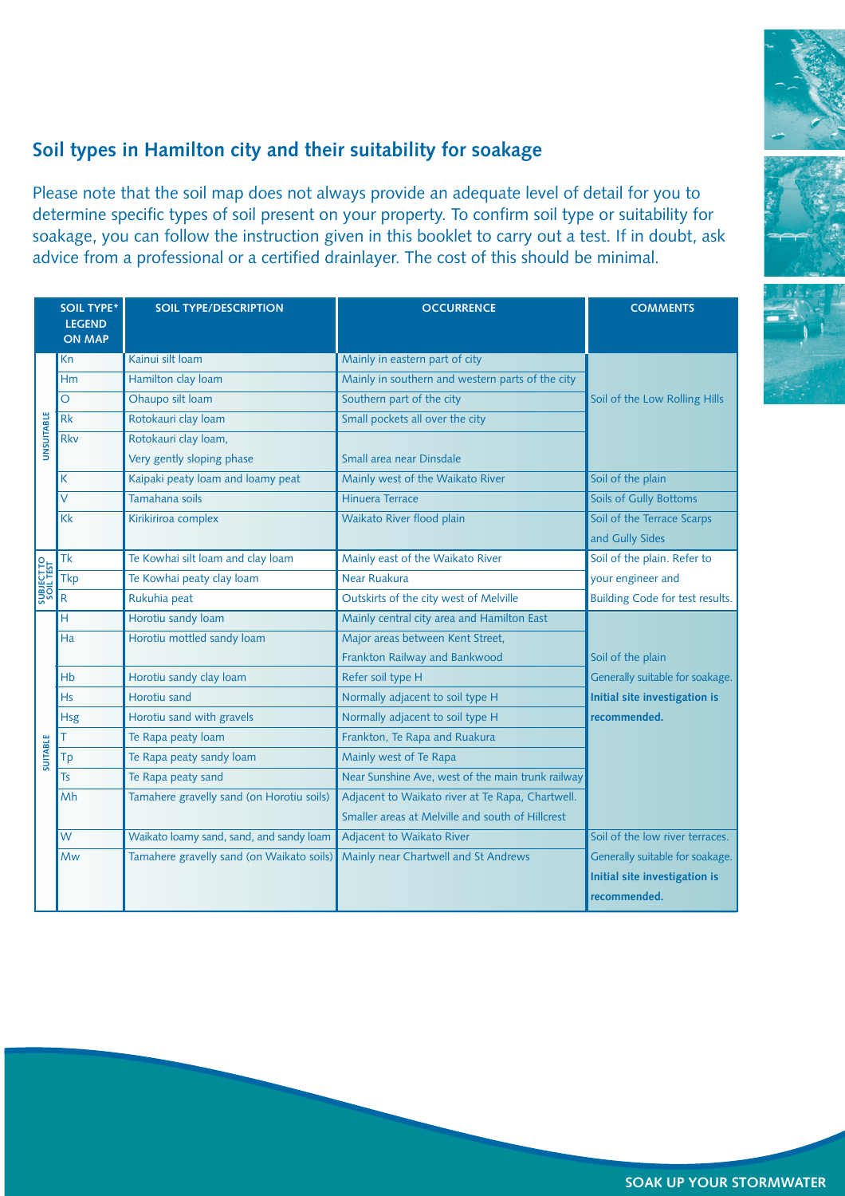## Soil types in Hamilton city and their suitability for soakage

Please note that the soil map does not always provide an adequate level of detail for you to determine specific types of soil present on your property. To confirm soil type or suitability for soakage, you can follow the instruction given in this booklet to carry out a test. If in doubt, ask advice from a professional or a certified drainlayer. The cost of this should be minimal.

| | SOIL TYPE* LEGEND ON MAP | SOIL TYPE/DESCRIPTION | OCCURRENCE | COMMENTS |
|---|---|---|---|---|
| UNSUITABLE | Kn | Kainui silt loam | Mainly in eastern part of city | Soil of the Low Rolling Hills |
| | Hm | Hamilton clay loam | Mainly in southern and western parts of the city | |
| | O | Ohaupo silt loam | Southern part of the city | |
| | Rk | Rotokauri clay loam | Small pockets all over the city | |
| | Rkv | Rotokauri clay loam, Very gently sloping phase | Small area near Dinsdale | |
| | K | Kaipaki peaty loam and loamy peat | Mainly west of the Waikato River | Soil of the plain |
| | V | Tamahana soils | Hinuera Terrace | Soils of Gully Bottoms |
| | Kk | Kirikiriroa complex | Waikato River flood plain | Soil of the Terrace Scarps and Gully Sides |
| SUBJECT TO SOIL TEST | Tk | Te Kowhai silt loam and clay loam | Mainly east of the Waikato River | Soil of the plain. Refer to your engineer and Building Code for test results. |
| | Tkp | Te Kowhai peaty clay loam | Near Ruakura | |
| | R | Rukuhia peat | Outskirts of the city west of Melville | |
| SUITABLE | H | Horotiu sandy loam | Mainly central city area and Hamilton East | Soil of the plain Generally suitable for soakage. **Initial site investigation is recommended.** |
| | Ha | Horotiu mottled sandy loam | Major areas between Kent Street, Frankton Railway and Bankwood | |
| | Hb | Horotiu sandy clay loam | Refer soil type H | |
| | Hs | Horotiu sand | Normally adjacent to soil type H | |
| | Hsg | Horotiu sand with gravels | Normally adjacent to soil type H | |
| | T | Te Rapa peaty loam | Frankton, Te Rapa and Ruakura | |
| | Tp | Te Rapa peaty sandy loam | Mainly west of Te Rapa | |
| | Ts | Te Rapa peaty sand | Near Sunshine Ave, west of the main trunk railway | |
| | Mh | Tamahere gravelly sand (on Horotiu soils) | Adjacent to Waikato river at Te Rapa, Chartwell. Smaller areas at Melville and south of Hillcrest | |
| | W | Waikato loamy sand, sand, and sandy loam | Adjacent to Waikato River | Soil of the low river terraces. Generally suitable for soakage. **Initial site investigation is recommended.** |
| | Mw | Tamahere gravelly sand (on Waikato soils) | Mainly near Chartwell and St Andrews | |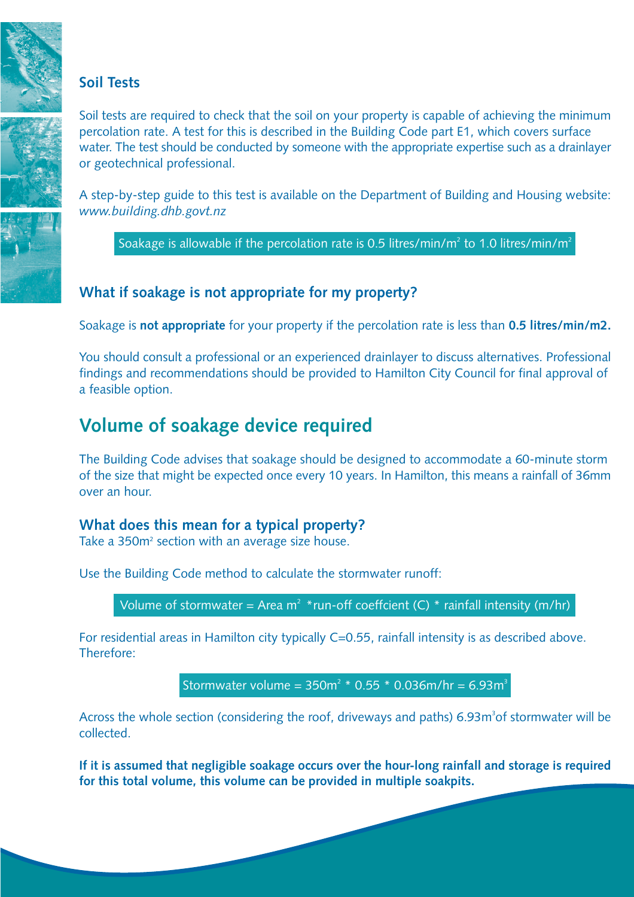### Soil Tests

Soil tests are required to check that the soil on your property is capable of achieving the minimum percolation rate. A test for this is described in the Building Code part E1, which covers surface water. The test should be conducted by someone with the appropriate expertise such as a drainlayer or geotechnical professional.

A step-by-step guide to this test is available on the Department of Building and Housing website: *www.building.dhb.govt.nz*

Soakage is allowable if the percolation rate is 0.5 litres/min/$m^2$ to 1.0 litres/min/$m^2$

### What if soakage is not appropriate for my property?

Soakage is **not appropriate** for your property if the percolation rate is less than **0.5 litres/min/m2.**

You should consult a professional or an experienced drainlayer to discuss alternatives. Professional findings and recommendations should be provided to Hamilton City Council for final approval of a feasible option.

## Volume of soakage device required

The Building Code advises that soakage should be designed to accommodate a 60-minute storm of the size that might be expected once every 10 years. In Hamilton, this means a rainfall of 36mm over an hour.

### What does this mean for a typical property?

Take a 350$m^2$ section with an average size house.

Use the Building Code method to calculate the stormwater runoff:

Volume of stormwater = Area $m^2$ *run-off coeffcient (C) * rainfall intensity (m/hr)

For residential areas in Hamilton city typically C=0.55, rainfall intensity is as described above. Therefore:

Stormwater volume = 350$m^2$ * 0.55 * 0.036m/hr = 6.93$m^3$

Across the whole section (considering the roof, driveways and paths) 6.93$m^3$of stormwater will be collected.

**If it is assumed that negligible soakage occurs over the hour-long rainfall and storage is required for this total volume, this volume can be provided in multiple soakpits.**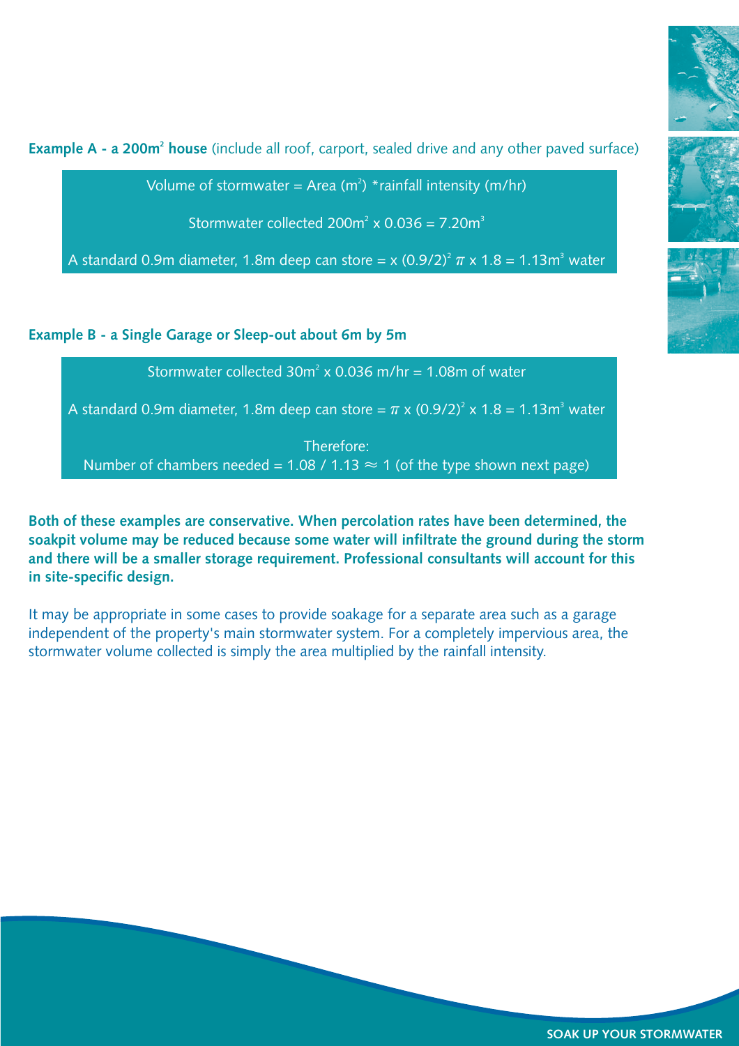**Example A - a 200m$^2$ house** (include all roof, carport, sealed drive and any other paved surface)

> Volume of stormwater = Area (m$^2$) *rainfall intensity (m/hr)
>
> Stormwater collected 200m$^2$ x 0.036 = 7.20m$^3$
>
> A standard 0.9m diameter, 1.8m deep can store = x $(0.9/2)^2 \pi$ x 1.8 = 1.13m$^3$ water

**Example B - a Single Garage or Sleep-out about 6m by 5m**

> Stormwater collected 30m$^2$ x 0.036 m/hr = 1.08m of water
>
> A standard 0.9m diameter, 1.8m deep can store = $\pi$ x $(0.9/2)^2$ x 1.8 = 1.13m$^3$ water
>
> Therefore:
> Number of chambers needed = 1.08 / 1.13 $\approx$ 1 (of the type shown next page)

**Both of these examples are conservative. When percolation rates have been determined, the soakpit volume may be reduced because some water will infiltrate the ground during the storm and there will be a smaller storage requirement. Professional consultants will account for this in site-specific design.**

It may be appropriate in some cases to provide soakage for a separate area such as a garage independent of the property's main stormwater system. For a completely impervious area, the stormwater volume collected is simply the area multiplied by the rainfall intensity.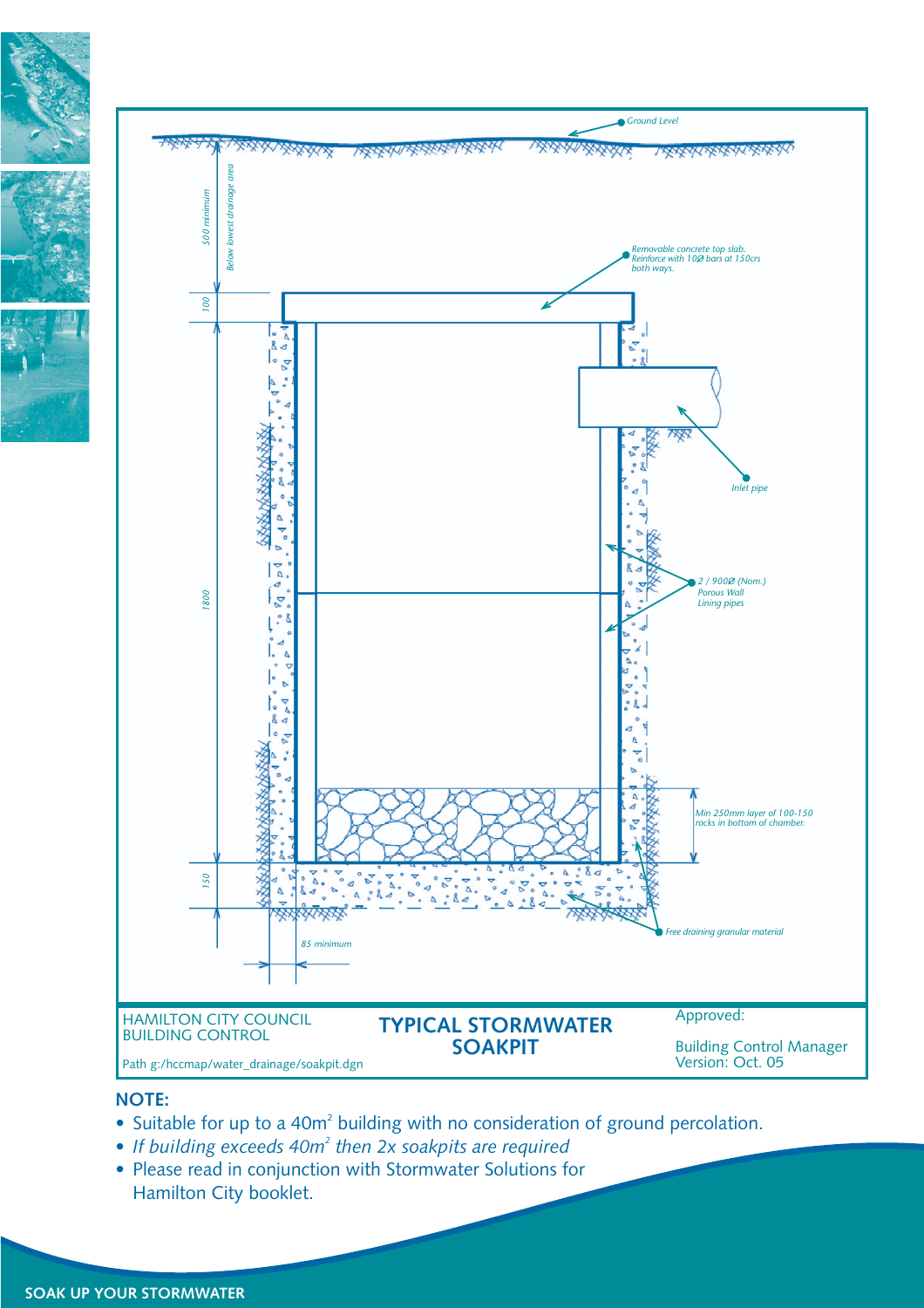Ground Level

500 minimum

Below lowest drainage area

Removable concrete top slab. Reinforce with 10Ø bars at 150crs both ways.

100

Inlet pipe

1800

2 / 900Ø (Nom.) Porous Wall Lining pipes

Min 250mm layer of 100-150 rocks in bottom of chamber.

150

Free draining granular material

85 minimum

| HAMILTON CITY COUNCIL BUILDING CONTROL | TYPICAL STORMWATER SOAKPIT | Approved: |
|---|---|---|
| Path g:/hccmap/water_drainage/soakpit.dgn | | Building Control Manager Version: Oct. 05 |

**NOTE:**

- Suitable for up to a $40m^2$ building with no consideration of ground percolation.
- *If building exceeds $40m^2$ then 2x soakpits are required*
- Please read in conjunction with Stormwater Solutions for Hamilton City booklet.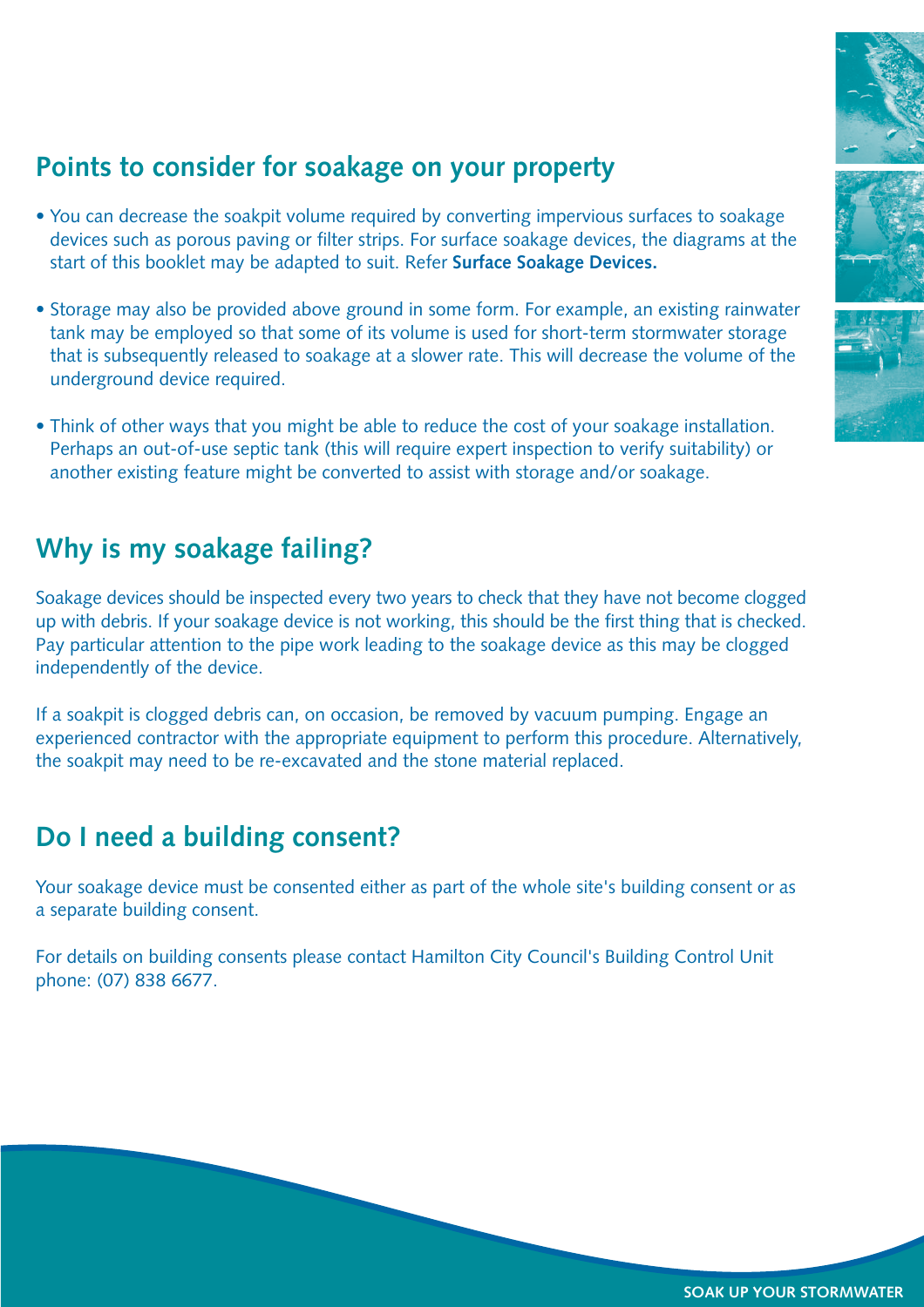## Points to consider for soakage on your property

- You can decrease the soakpit volume required by converting impervious surfaces to soakage devices such as porous paving or filter strips. For surface soakage devices, the diagrams at the start of this booklet may be adapted to suit. Refer **Surface Soakage Devices.**
- Storage may also be provided above ground in some form. For example, an existing rainwater tank may be employed so that some of its volume is used for short-term stormwater storage that is subsequently released to soakage at a slower rate. This will decrease the volume of the underground device required.
- Think of other ways that you might be able to reduce the cost of your soakage installation. Perhaps an out-of-use septic tank (this will require expert inspection to verify suitability) or another existing feature might be converted to assist with storage and/or soakage.

## Why is my soakage failing?

Soakage devices should be inspected every two years to check that they have not become clogged up with debris. If your soakage device is not working, this should be the first thing that is checked. Pay particular attention to the pipe work leading to the soakage device as this may be clogged independently of the device.

If a soakpit is clogged debris can, on occasion, be removed by vacuum pumping. Engage an experienced contractor with the appropriate equipment to perform this procedure. Alternatively, the soakpit may need to be re-excavated and the stone material replaced.

## Do I need a building consent?

Your soakage device must be consented either as part of the whole site's building consent or as a separate building consent.

For details on building consents please contact Hamilton City Council's Building Control Unit phone: (07) 838 6677.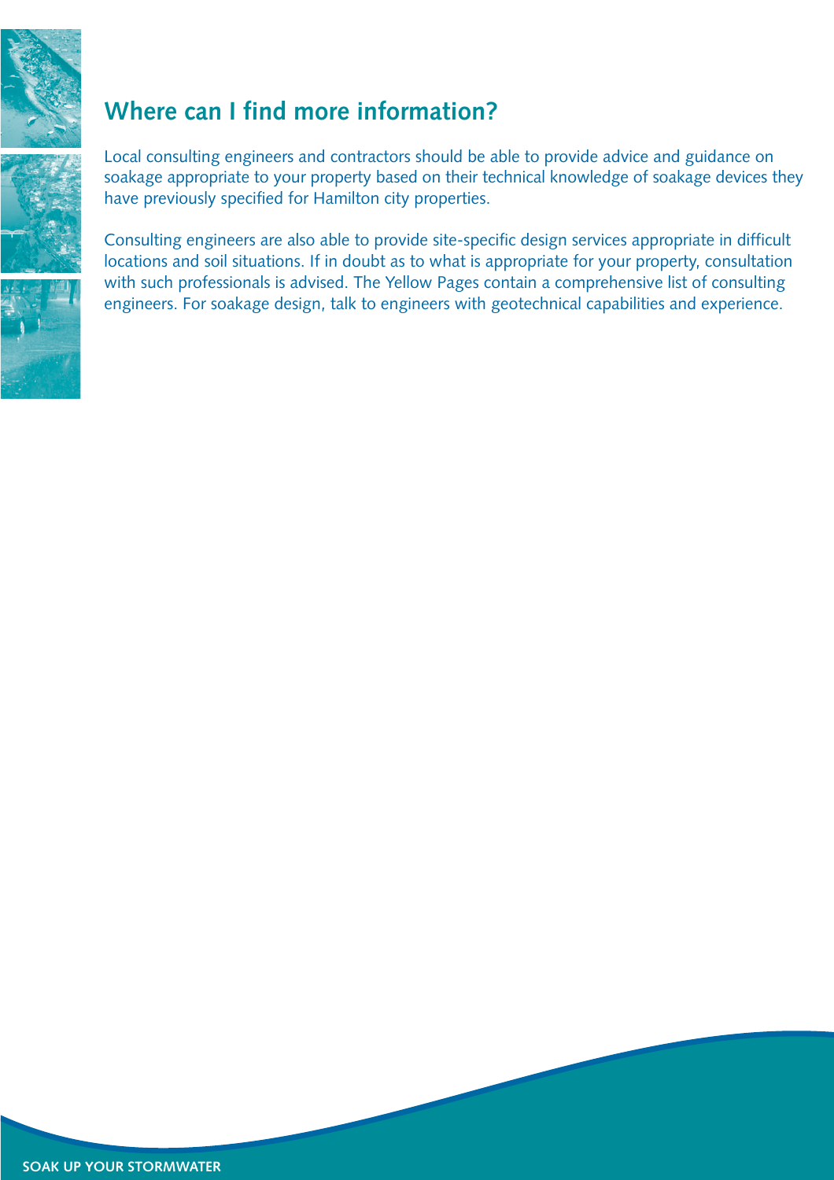## Where can I find more information?

Local consulting engineers and contractors should be able to provide advice and guidance on soakage appropriate to your property based on their technical knowledge of soakage devices they have previously specified for Hamilton city properties.

Consulting engineers are also able to provide site-specific design services appropriate in difficult locations and soil situations. If in doubt as to what is appropriate for your property, consultation with such professionals is advised. The Yellow Pages contain a comprehensive list of consulting engineers. For soakage design, talk to engineers with geotechnical capabilities and experience.